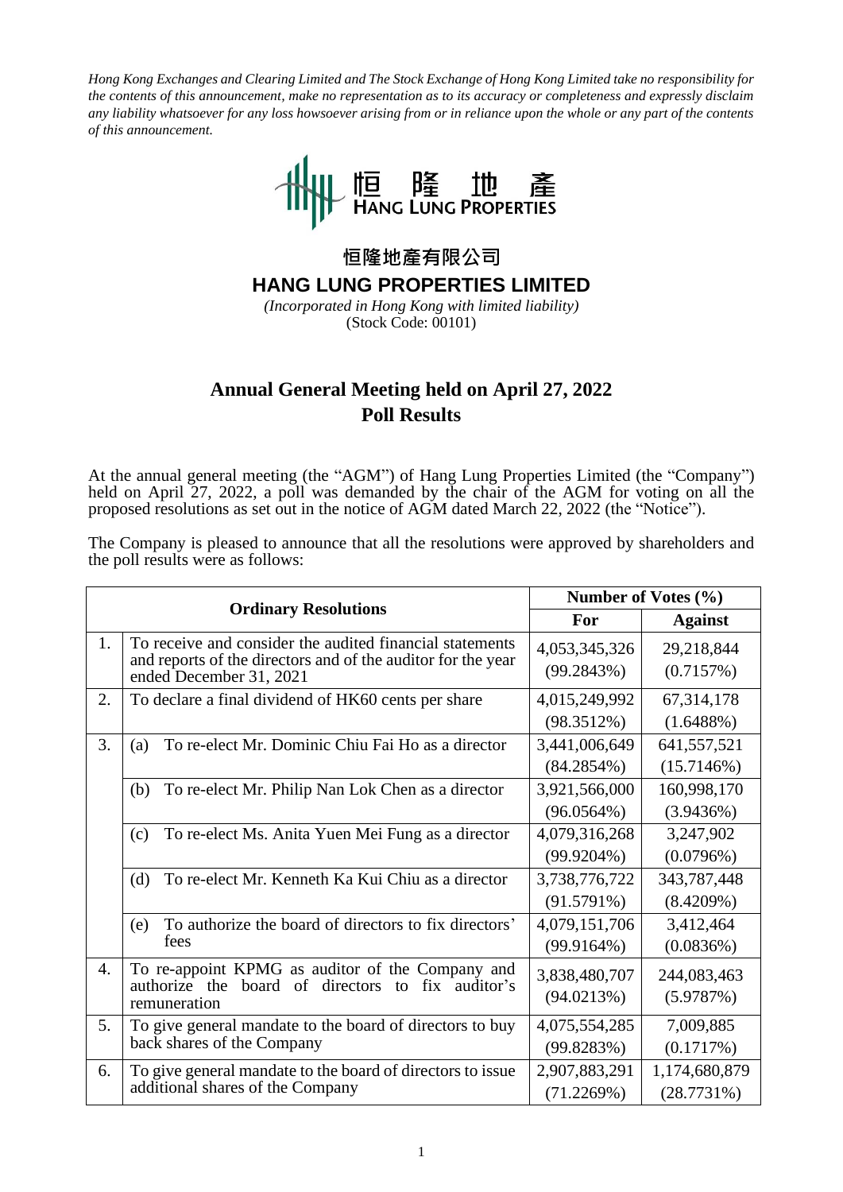*Hong Kong Exchanges and Clearing Limited and The Stock Exchange of Hong Kong Limited take no responsibility for the contents of this announcement, make no representation as to its accuracy or completeness and expressly disclaim any liability whatsoever for any loss howsoever arising from or in reliance upon the whole or any part of the contents of this announcement.*

恒隆地產
HANG LUNG PROPERTIES

# 恒隆地產有限公司
# HANG LUNG PROPERTIES LIMITED

*(Incorporated in Hong Kong with limited liability)*
(Stock Code: 00101)

## Annual General Meeting held on April 27, 2022
## Poll Results

At the annual general meeting (the "AGM") of Hang Lung Properties Limited (the "Company") held on April 27, 2022, a poll was demanded by the chair of the AGM for voting on all the proposed resolutions as set out in the notice of AGM dated March 22, 2022 (the "Notice").

The Company is pleased to announce that all the resolutions were approved by shareholders and the poll results were as follows:

| **Ordinary Resolutions** | | | **Number of Votes (%)** | |
|---|---|---|---|---|
| | | | **For** | **Against** |
| 1. | To receive and consider the audited financial statements and reports of the directors and of the auditor for the year ended December 31, 2021 | | 4,053,345,326 (99.2843%) | 29,218,844 (0.7157%) |
| 2. | To declare a final dividend of HK60 cents per share | | 4,015,249,992 (98.3512%) | 67,314,178 (1.6488%) |
| 3. | (a) | To re-elect Mr. Dominic Chiu Fai Ho as a director | 3,441,006,649 (84.2854%) | 641,557,521 (15.7146%) |
| | (b) | To re-elect Mr. Philip Nan Lok Chen as a director | 3,921,566,000 (96.0564%) | 160,998,170 (3.9436%) |
| | (c) | To re-elect Ms. Anita Yuen Mei Fung as a director | 4,079,316,268 (99.9204%) | 3,247,902 (0.0796%) |
| | (d) | To re-elect Mr. Kenneth Ka Kui Chiu as a director | 3,738,776,722 (91.5791%) | 343,787,448 (8.4209%) |
| | (e) | To authorize the board of directors to fix directors' fees | 4,079,151,706 (99.9164%) | 3,412,464 (0.0836%) |
| 4. | To re-appoint KPMG as auditor of the Company and authorize the board of directors to fix auditor's remuneration | | 3,838,480,707 (94.0213%) | 244,083,463 (5.9787%) |
| 5. | To give general mandate to the board of directors to buy back shares of the Company | | 4,075,554,285 (99.8283%) | 7,009,885 (0.1717%) |
| 6. | To give general mandate to the board of directors to issue additional shares of the Company | | 2,907,883,291 (71.2269%) | 1,174,680,879 (28.7731%) |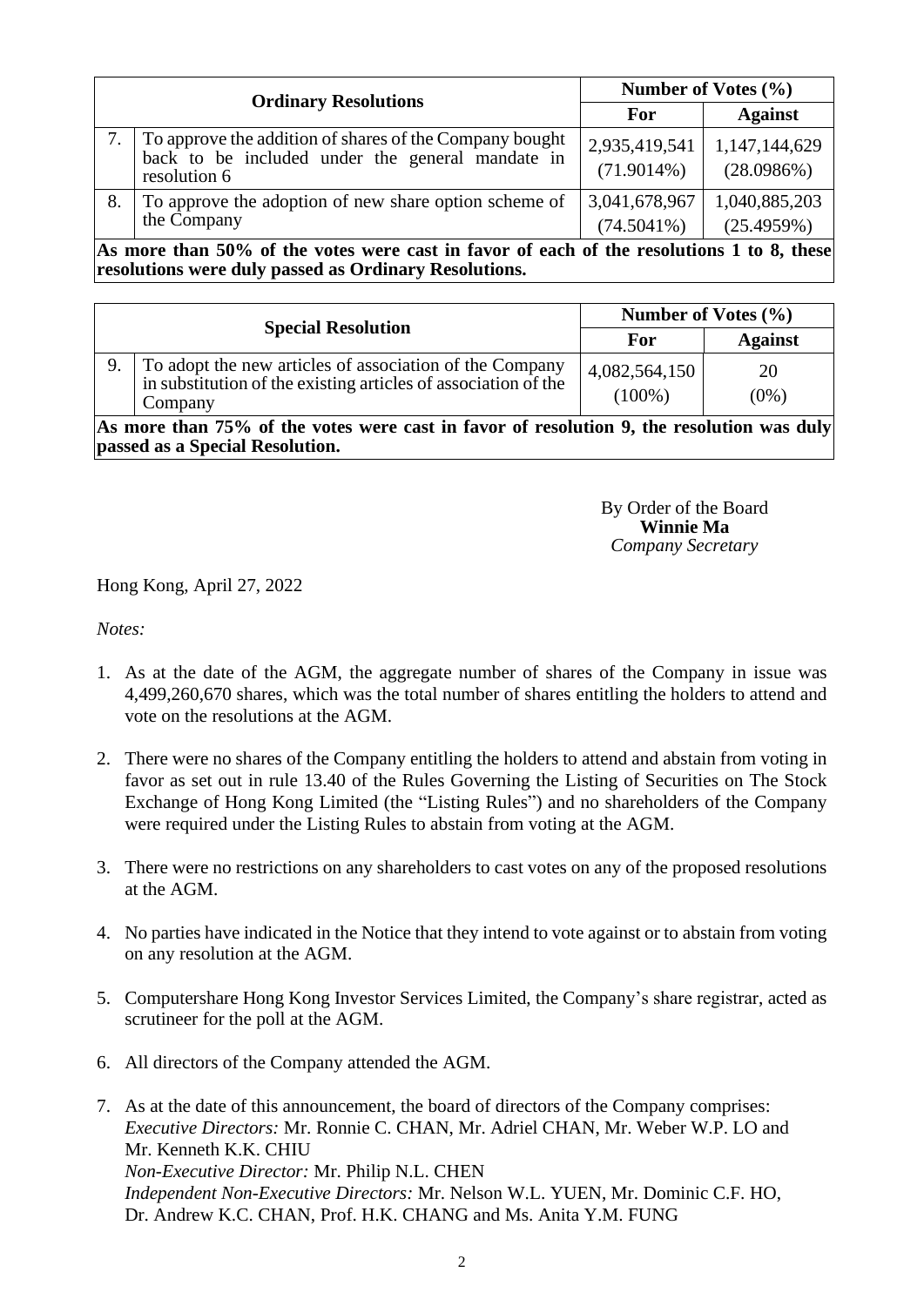| Ordinary Resolutions | | Number of Votes (%) | |
|---|---|---|---|
| | | For | Against |
| 7. | To approve the addition of shares of the Company bought back to be included under the general mandate in resolution 6 | 2,935,419,541 (71.9014%) | 1,147,144,629 (28.0986%) |
| 8. | To approve the adoption of new share option scheme of the Company | 3,041,678,967 (74.5041%) | 1,040,885,203 (25.4959%) |
| **As more than 50% of the votes were cast in favor of each of the resolutions 1 to 8, these resolutions were duly passed as Ordinary Resolutions.** | | | |

| Special Resolution | | Number of Votes (%) | |
|---|---|---|---|
| | | For | Against |
| 9. | To adopt the new articles of association of the Company in substitution of the existing articles of association of the Company | 4,082,564,150 (100%) | 20 (0%) |
| **As more than 75% of the votes were cast in favor of resolution 9, the resolution was duly passed as a Special Resolution.** | | | |

By Order of the Board
**Winnie Ma**
*Company Secretary*

Hong Kong, April 27, 2022

*Notes:*

1. As at the date of the AGM, the aggregate number of shares of the Company in issue was 4,499,260,670 shares, which was the total number of shares entitling the holders to attend and vote on the resolutions at the AGM.

2. There were no shares of the Company entitling the holders to attend and abstain from voting in favor as set out in rule 13.40 of the Rules Governing the Listing of Securities on The Stock Exchange of Hong Kong Limited (the "Listing Rules") and no shareholders of the Company were required under the Listing Rules to abstain from voting at the AGM.

3. There were no restrictions on any shareholders to cast votes on any of the proposed resolutions at the AGM.

4. No parties have indicated in the Notice that they intend to vote against or to abstain from voting on any resolution at the AGM.

5. Computershare Hong Kong Investor Services Limited, the Company's share registrar, acted as scrutineer for the poll at the AGM.

6. All directors of the Company attended the AGM.

7. As at the date of this announcement, the board of directors of the Company comprises:
   *Executive Directors:* Mr. Ronnie C. CHAN, Mr. Adriel CHAN, Mr. Weber W.P. LO and Mr. Kenneth K.K. CHIU
   *Non-Executive Director:* Mr. Philip N.L. CHEN
   *Independent Non-Executive Directors:* Mr. Nelson W.L. YUEN, Mr. Dominic C.F. HO, Dr. Andrew K.C. CHAN, Prof. H.K. CHANG and Ms. Anita Y.M. FUNG